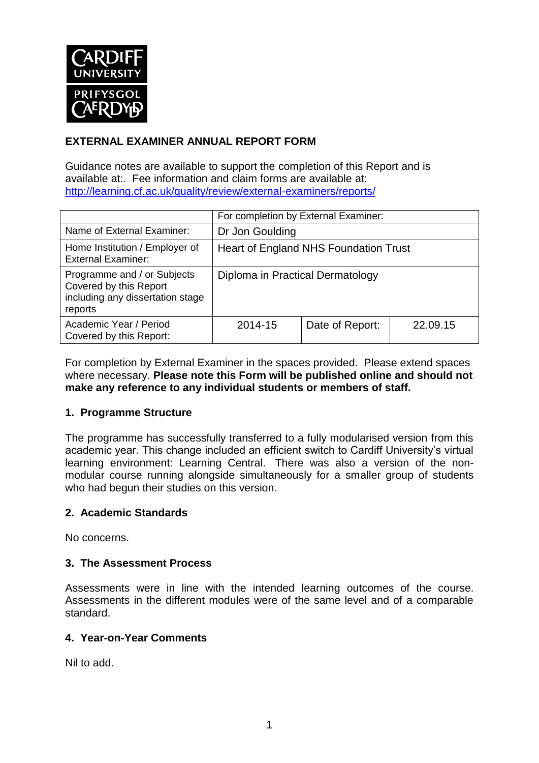CARDIFF UNIVERSITY
PRIFYSGOL CAERDYḊ

**EXTERNAL EXAMINER ANNUAL REPORT FORM**

Guidance notes are available to support the completion of this Report and is available at:. Fee information and claim forms are available at: http://learning.cf.ac.uk/quality/review/external-examiners/reports/

| | For completion by External Examiner: | | |
|---|---|---|---|
| Name of External Examiner: | Dr Jon Goulding | | |
| Home Institution / Employer of External Examiner: | Heart of England NHS Foundation Trust | | |
| Programme and / or Subjects Covered by this Report including any dissertation stage reports | Diploma in Practical Dermatology | | |
| Academic Year / Period Covered by this Report: | 2014-15 | Date of Report: | 22.09.15 |

For completion by External Examiner in the spaces provided. Please extend spaces where necessary. **Please note this Form will be published online and should not make any reference to any individual students or members of staff.**

## 1. Programme Structure

The programme has successfully transferred to a fully modularised version from this academic year. This change included an efficient switch to Cardiff University's virtual learning environment: Learning Central. There was also a version of the non-modular course running alongside simultaneously for a smaller group of students who had begun their studies on this version.

## 2. Academic Standards

No concerns.

## 3. The Assessment Process

Assessments were in line with the intended learning outcomes of the course. Assessments in the different modules were of the same level and of a comparable standard.

## 4. Year-on-Year Comments

Nil to add.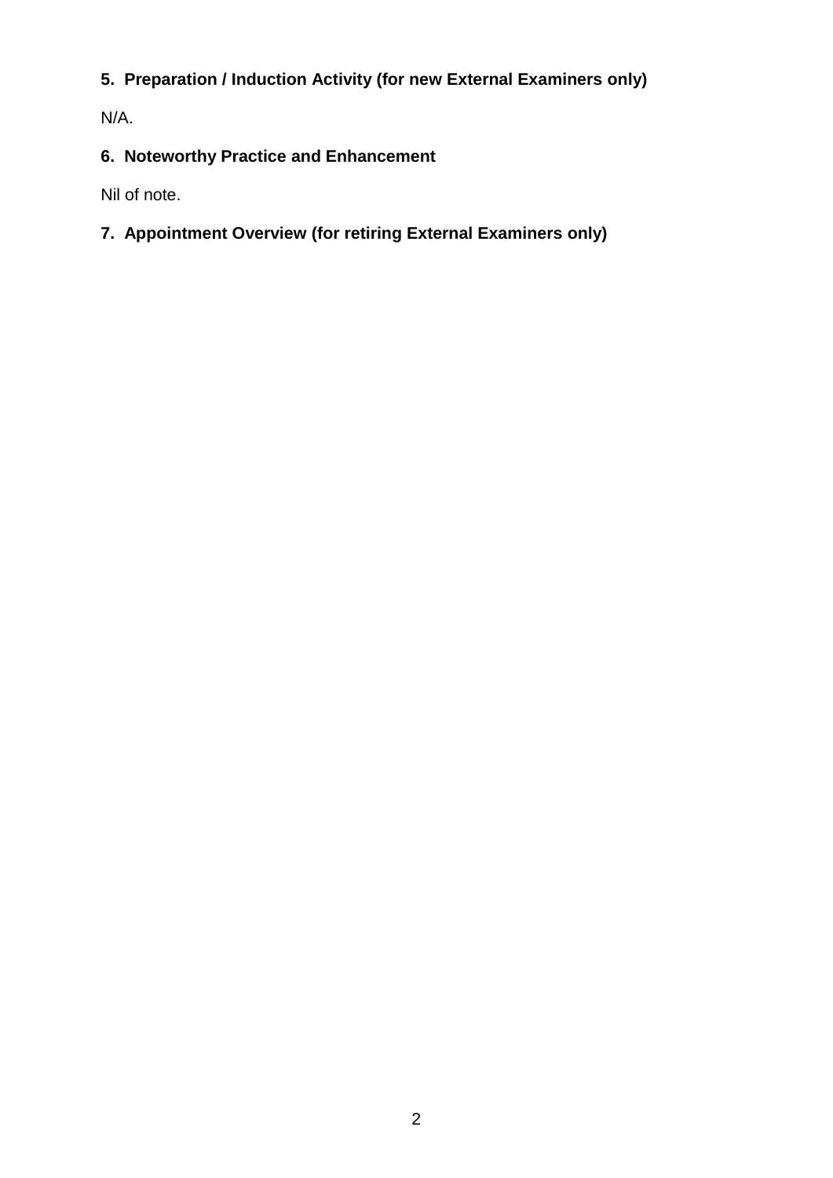## 5. Preparation / Induction Activity (for new External Examiners only)

N/A.

## 6. Noteworthy Practice and Enhancement

Nil of note.

## 7. Appointment Overview (for retiring External Examiners only)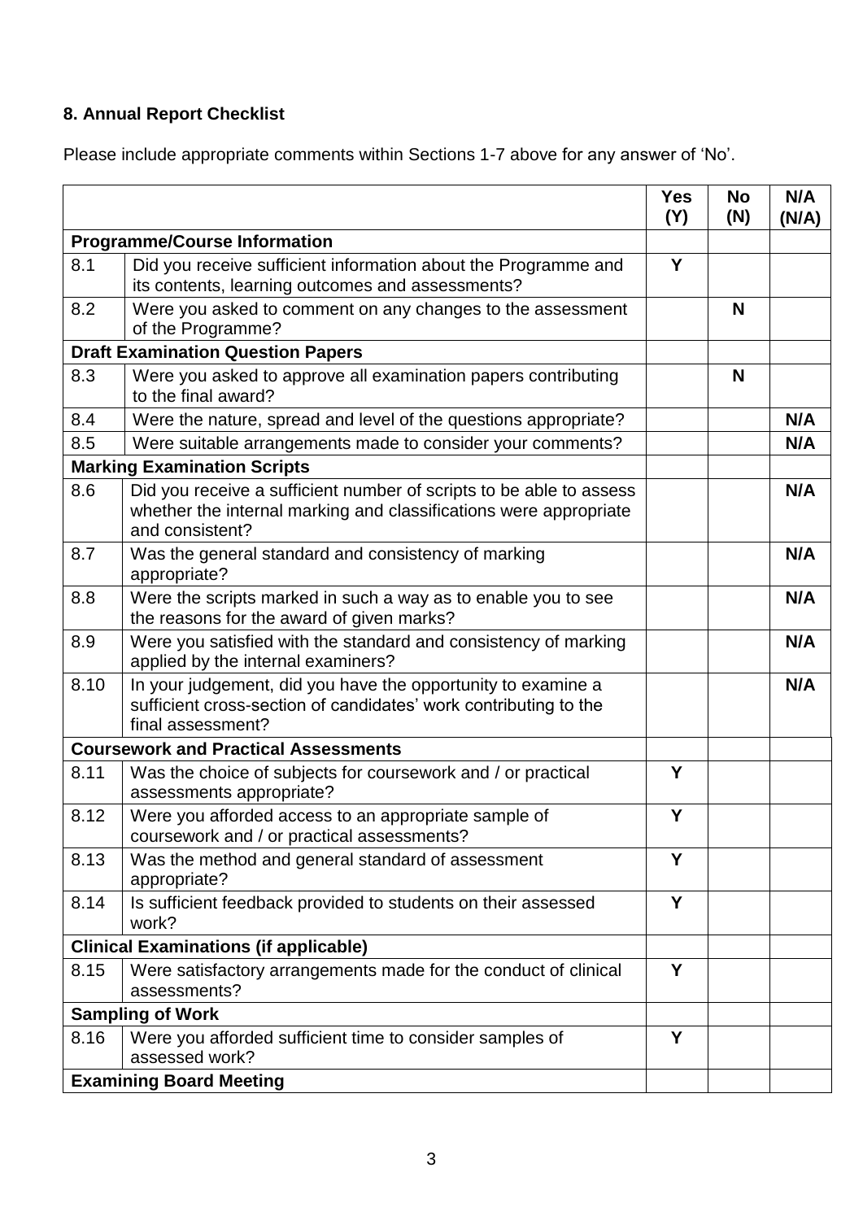### 8. Annual Report Checklist

Please include appropriate comments within Sections 1-7 above for any answer of 'No'.

| | | Yes (Y) | No (N) | N/A (N/A) |
|---|---|---|---|---|
| **Programme/Course Information** | | | | |
| 8.1 | Did you receive sufficient information about the Programme and its contents, learning outcomes and assessments? | **Y** | | |
| 8.2 | Were you asked to comment on any changes to the assessment of the Programme? | | **N** | |
| **Draft Examination Question Papers** | | | | |
| 8.3 | Were you asked to approve all examination papers contributing to the final award? | | **N** | |
| 8.4 | Were the nature, spread and level of the questions appropriate? | | | **N/A** |
| 8.5 | Were suitable arrangements made to consider your comments? | | | **N/A** |
| **Marking Examination Scripts** | | | | |
| 8.6 | Did you receive a sufficient number of scripts to be able to assess whether the internal marking and classifications were appropriate and consistent? | | | **N/A** |
| 8.7 | Was the general standard and consistency of marking appropriate? | | | **N/A** |
| 8.8 | Were the scripts marked in such a way as to enable you to see the reasons for the award of given marks? | | | **N/A** |
| 8.9 | Were you satisfied with the standard and consistency of marking applied by the internal examiners? | | | **N/A** |
| 8.10 | In your judgement, did you have the opportunity to examine a sufficient cross-section of candidates' work contributing to the final assessment? | | | **N/A** |
| **Coursework and Practical Assessments** | | | | |
| 8.11 | Was the choice of subjects for coursework and / or practical assessments appropriate? | **Y** | | |
| 8.12 | Were you afforded access to an appropriate sample of coursework and / or practical assessments? | **Y** | | |
| 8.13 | Was the method and general standard of assessment appropriate? | **Y** | | |
| 8.14 | Is sufficient feedback provided to students on their assessed work? | **Y** | | |
| **Clinical Examinations (if applicable)** | | | | |
| 8.15 | Were satisfactory arrangements made for the conduct of clinical assessments? | **Y** | | |
| **Sampling of Work** | | | | |
| 8.16 | Were you afforded sufficient time to consider samples of assessed work? | **Y** | | |
| **Examining Board Meeting** | | | | |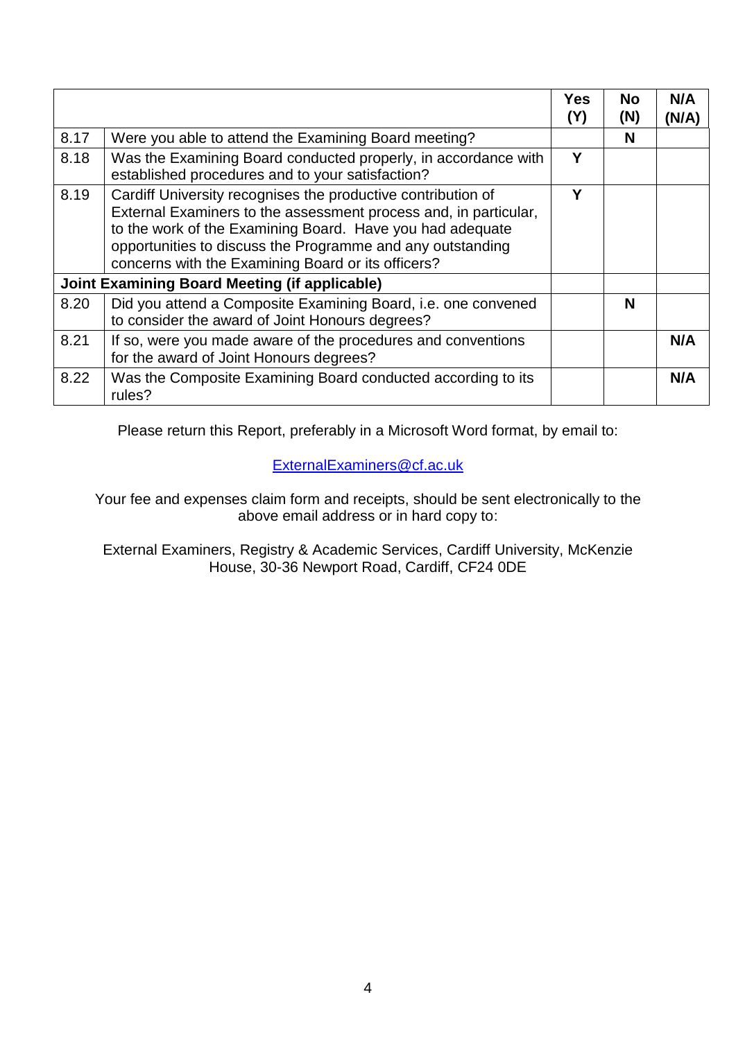| | | Yes (Y) | No (N) | N/A (N/A) |
|---|---|---|---|---|
| 8.17 | Were you able to attend the Examining Board meeting? | | N | |
| 8.18 | Was the Examining Board conducted properly, in accordance with established procedures and to your satisfaction? | Y | | |
| 8.19 | Cardiff University recognises the productive contribution of External Examiners to the assessment process and, in particular, to the work of the Examining Board. Have you had adequate opportunities to discuss the Programme and any outstanding concerns with the Examining Board or its officers? | Y | | |
| **Joint Examining Board Meeting (if applicable)** | | | | |
| 8.20 | Did you attend a Composite Examining Board, i.e. one convened to consider the award of Joint Honours degrees? | | N | |
| 8.21 | If so, were you made aware of the procedures and conventions for the award of Joint Honours degrees? | | | N/A |
| 8.22 | Was the Composite Examining Board conducted according to its rules? | | | N/A |

Please return this Report, preferably in a Microsoft Word format, by email to:

ExternalExaminers@cf.ac.uk

Your fee and expenses claim form and receipts, should be sent electronically to the above email address or in hard copy to:

External Examiners, Registry & Academic Services, Cardiff University, McKenzie House, 30-36 Newport Road, Cardiff, CF24 0DE